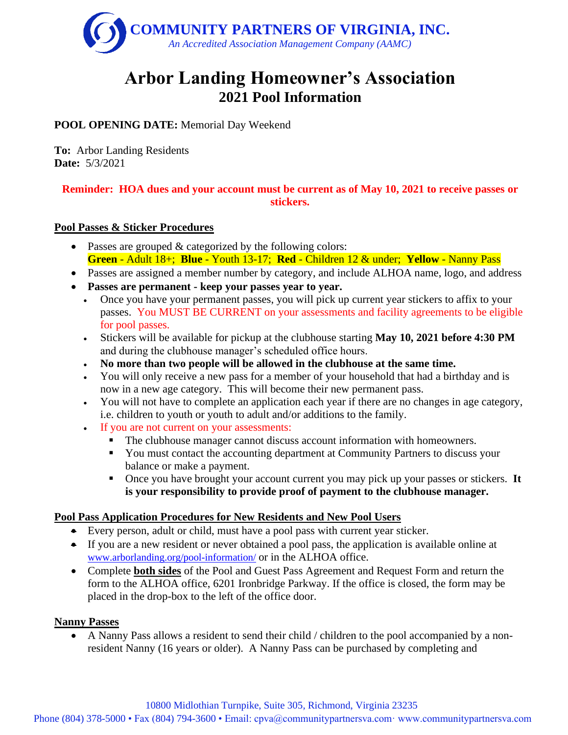**COMMUNITY PARTNERS OF VIRGINIA, INC.**
*An Accredited Association Management Company (AAMC)*

# Arbor Landing Homeowner's Association
## 2021 Pool Information

**POOL OPENING DATE:** Memorial Day Weekend

**To:** Arbor Landing Residents
**Date:** 5/3/2021

**Reminder: HOA dues and your account must be current as of May 10, 2021 to receive passes or stickers.**

**Pool Passes & Sticker Procedures**

- Passes are grouped & categorized by the following colors:
  **Green** - Adult 18+; **Blue** - Youth 13-17; **Red** - Children 12 & under; **Yellow** - Nanny Pass
- Passes are assigned a member number by category, and include ALHOA name, logo, and address
- **Passes are permanent - keep your passes year to year.**
  - Once you have your permanent passes, you will pick up current year stickers to affix to your passes. You MUST BE CURRENT on your assessments and facility agreements to be eligible for pool passes.
  - Stickers will be available for pickup at the clubhouse starting **May 10, 2021 before 4:30 PM** and during the clubhouse manager's scheduled office hours.
  - **No more than two people will be allowed in the clubhouse at the same time.**
  - You will only receive a new pass for a member of your household that had a birthday and is now in a new age category. This will become their new permanent pass.
  - You will not have to complete an application each year if there are no changes in age category, i.e. children to youth or youth to adult and/or additions to the family.
  - If you are not current on your assessments:
    - The clubhouse manager cannot discuss account information with homeowners.
    - You must contact the accounting department at Community Partners to discuss your balance or make a payment.
    - Once you have brought your account current you may pick up your passes or stickers. **It is your responsibility to provide proof of payment to the clubhouse manager.**

**Pool Pass Application Procedures for New Residents and New Pool Users**

- Every person, adult or child, must have a pool pass with current year sticker.
- If you are a new resident or never obtained a pool pass, the application is available online at www.arborlanding.org/pool-information/ or in the ALHOA office.
- Complete **both sides** of the Pool and Guest Pass Agreement and Request Form and return the form to the ALHOA office, 6201 Ironbridge Parkway. If the office is closed, the form may be placed in the drop-box to the left of the office door.

**Nanny Passes**

- A Nanny Pass allows a resident to send their child / children to the pool accompanied by a non-resident Nanny (16 years or older). A Nanny Pass can be purchased by completing and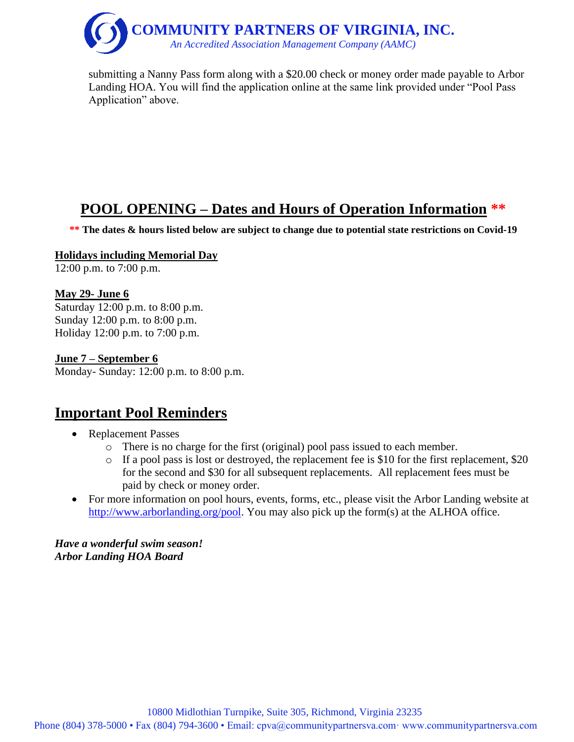submitting a Nanny Pass form along with a $20.00 check or money order made payable to Arbor Landing HOA. You will find the application online at the same link provided under "Pool Pass Application" above.

## POOL OPENING – Dates and Hours of Operation Information **

**** The dates & hours listed below are subject to change due to potential state restrictions on Covid-19**

**Holidays including Memorial Day**
12:00 p.m. to 7:00 p.m.

**May 29- June 6**
Saturday 12:00 p.m. to 8:00 p.m.
Sunday 12:00 p.m. to 8:00 p.m.
Holiday 12:00 p.m. to 7:00 p.m.

**June 7 – September 6**
Monday- Sunday: 12:00 p.m. to 8:00 p.m.

## Important Pool Reminders

- Replacement Passes
  - There is no charge for the first (original) pool pass issued to each member.
  - If a pool pass is lost or destroyed, the replacement fee is $10 for the first replacement, $20 for the second and $30 for all subsequent replacements. All replacement fees must be paid by check or money order.
- For more information on pool hours, events, forms, etc., please visit the Arbor Landing website at http://www.arborlanding.org/pool. You may also pick up the form(s) at the ALHOA office.

***Have a wonderful swim season!***
***Arbor Landing HOA Board***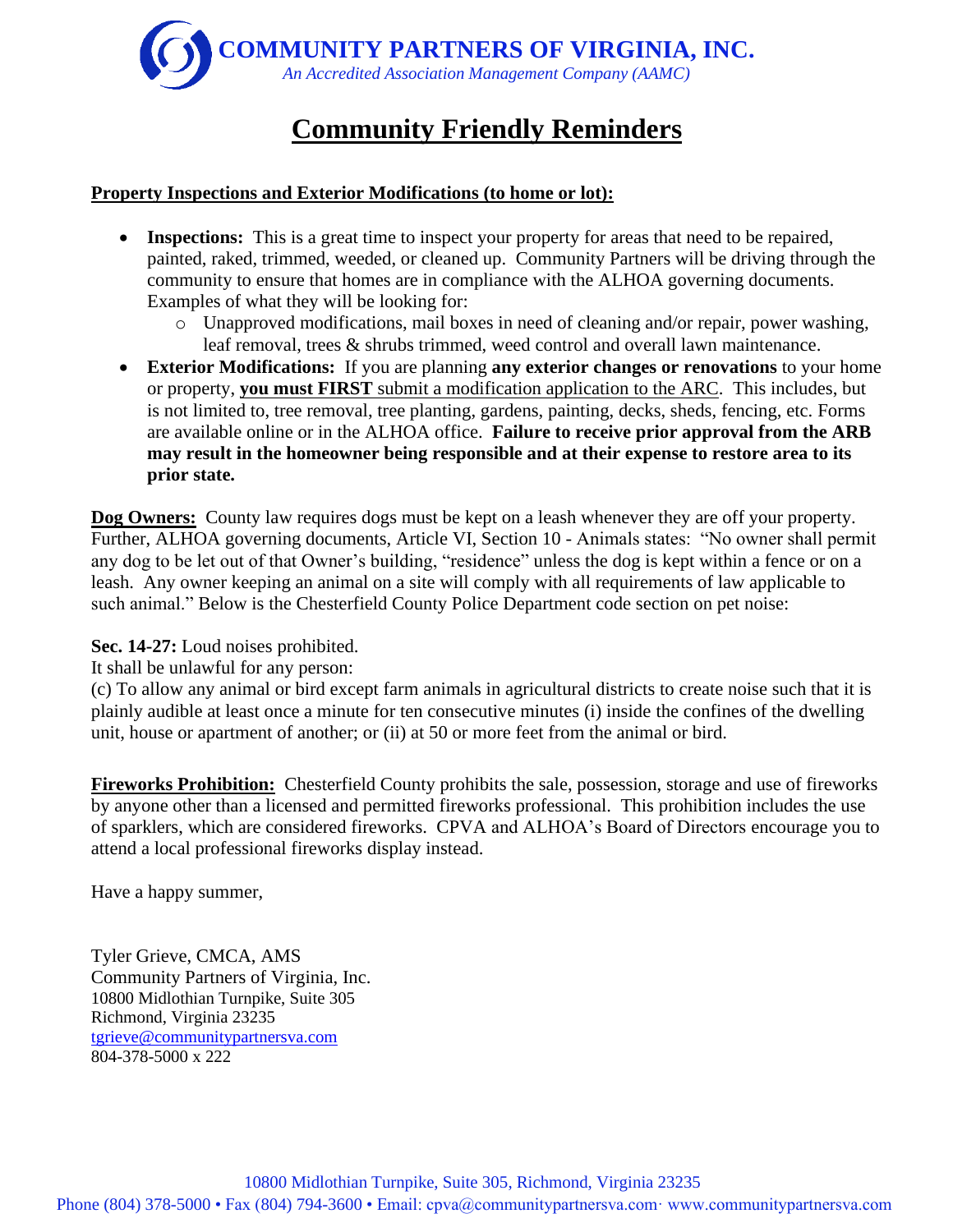# Community Friendly Reminders

**Property Inspections and Exterior Modifications (to home or lot):**

- **Inspections:** This is a great time to inspect your property for areas that need to be repaired, painted, raked, trimmed, weeded, or cleaned up. Community Partners will be driving through the community to ensure that homes are in compliance with the ALHOA governing documents. Examples of what they will be looking for:
  - Unapproved modifications, mail boxes in need of cleaning and/or repair, power washing, leaf removal, trees & shrubs trimmed, weed control and overall lawn maintenance.
- **Exterior Modifications:** If you are planning **any exterior changes or renovations** to your home or property, **you must FIRST** submit a modification application to the ARC. This includes, but is not limited to, tree removal, tree planting, gardens, painting, decks, sheds, fencing, etc. Forms are available online or in the ALHOA office. **Failure to receive prior approval from the ARB may result in the homeowner being responsible and at their expense to restore area to its prior state.**

**Dog Owners:** County law requires dogs must be kept on a leash whenever they are off your property. Further, ALHOA governing documents, Article VI, Section 10 - Animals states: "No owner shall permit any dog to be let out of that Owner's building, "residence" unless the dog is kept within a fence or on a leash. Any owner keeping an animal on a site will comply with all requirements of law applicable to such animal." Below is the Chesterfield County Police Department code section on pet noise:

**Sec. 14-27:** Loud noises prohibited.
It shall be unlawful for any person:
(c) To allow any animal or bird except farm animals in agricultural districts to create noise such that it is plainly audible at least once a minute for ten consecutive minutes (i) inside the confines of the dwelling unit, house or apartment of another; or (ii) at 50 or more feet from the animal or bird.

**Fireworks Prohibition:** Chesterfield County prohibits the sale, possession, storage and use of fireworks by anyone other than a licensed and permitted fireworks professional. This prohibition includes the use of sparklers, which are considered fireworks. CPVA and ALHOA's Board of Directors encourage you to attend a local professional fireworks display instead.

Have a happy summer,

Tyler Grieve, CMCA, AMS
Community Partners of Virginia, Inc.
10800 Midlothian Turnpike, Suite 305
Richmond, Virginia 23235
tgrieve@communitypartnersva.com
804-378-5000 x 222